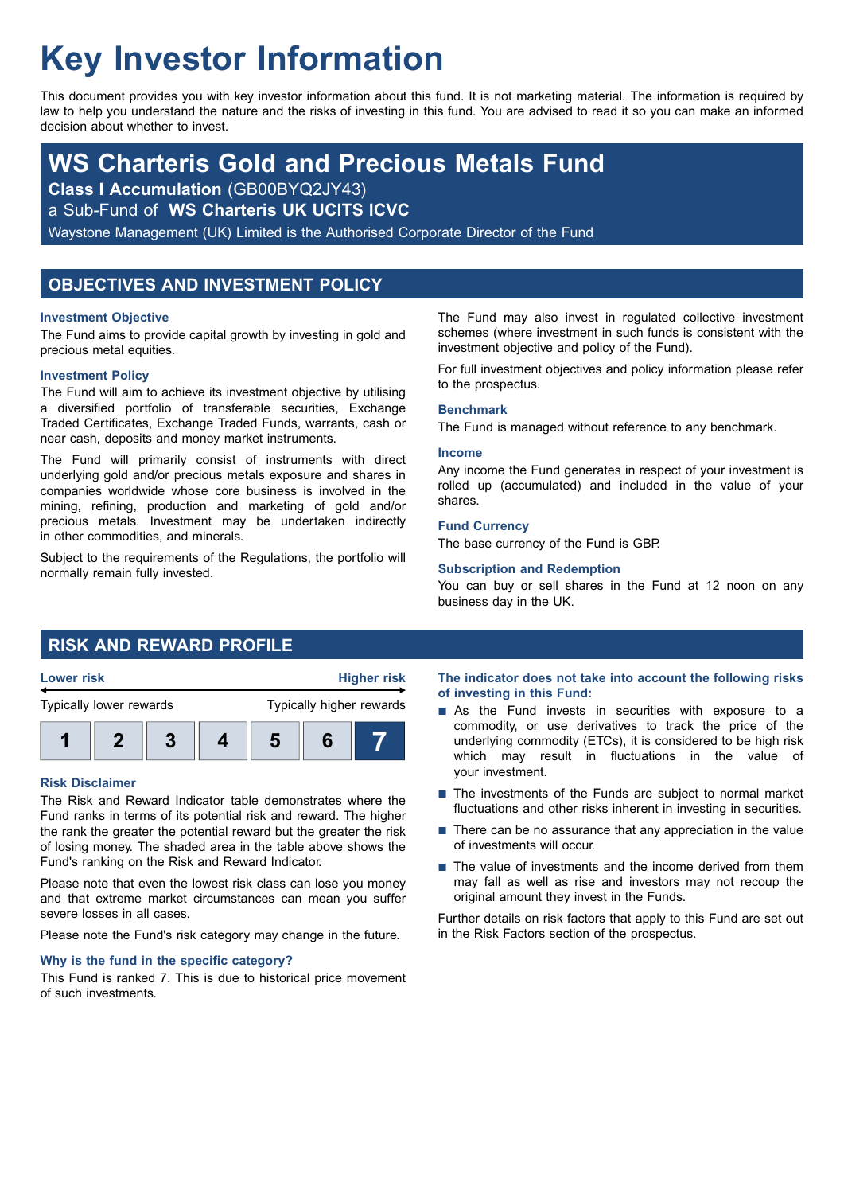# Key Investor Information

This document provides you with key investor information about this fund. It is not marketing material. The information is required by law to help you understand the nature and the risks of investing in this fund. You are advised to read it so you can make an informed decision about whether to invest.

## WS Charteris Gold and Precious Metals Fund

**Class I Accumulation** (GB00BYQ2JY43)

a Sub-Fund of **WS Charteris UK UCITS ICVC**

Waystone Management (UK) Limited is the Authorised Corporate Director of the Fund

## OBJECTIVES AND INVESTMENT POLICY

### Investment Objective

The Fund aims to provide capital growth by investing in gold and precious metal equities.

### Investment Policy

The Fund will aim to achieve its investment objective by utilising a diversified portfolio of transferable securities, Exchange Traded Certificates, Exchange Traded Funds, warrants, cash or near cash, deposits and money market instruments.

The Fund will primarily consist of instruments with direct underlying gold and/or precious metals exposure and shares in companies worldwide whose core business is involved in the mining, refining, production and marketing of gold and/or precious metals. Investment may be undertaken indirectly in other commodities, and minerals.

Subject to the requirements of the Regulations, the portfolio will normally remain fully invested.

The Fund may also invest in regulated collective investment schemes (where investment in such funds is consistent with the investment objective and policy of the Fund).

For full investment objectives and policy information please refer to the prospectus.

### Benchmark

The Fund is managed without reference to any benchmark.

### Income

Any income the Fund generates in respect of your investment is rolled up (accumulated) and included in the value of your shares.

### Fund Currency

The base currency of the Fund is GBP.

### Subscription and Redemption

You can buy or sell shares in the Fund at 12 noon on any business day in the UK.

## RISK AND REWARD PROFILE

| Lower risk | | | | | | Higher risk |
|---|---|---|---|---|---|---|
| Typically lower rewards | | | | | | Typically higher rewards |
| 1 | 2 | 3 | 4 | 5 | 6 | **7** |

### Risk Disclaimer

The Risk and Reward Indicator table demonstrates where the Fund ranks in terms of its potential risk and reward. The higher the rank the greater the potential reward but the greater the risk of losing money. The shaded area in the table above shows the Fund's ranking on the Risk and Reward Indicator.

Please note that even the lowest risk class can lose you money and that extreme market circumstances can mean you suffer severe losses in all cases.

Please note the Fund's risk category may change in the future.

### Why is the fund in the specific category?

This Fund is ranked 7. This is due to historical price movement of such investments.

### The indicator does not take into account the following risks of investing in this Fund:

- As the Fund invests in securities with exposure to a commodity, or use derivatives to track the price of the underlying commodity (ETCs), it is considered to be high risk which may result in fluctuations in the value of your investment.
- The investments of the Funds are subject to normal market fluctuations and other risks inherent in investing in securities.
- There can be no assurance that any appreciation in the value of investments will occur.
- The value of investments and the income derived from them may fall as well as rise and investors may not recoup the original amount they invest in the Funds.

Further details on risk factors that apply to this Fund are set out in the Risk Factors section of the prospectus.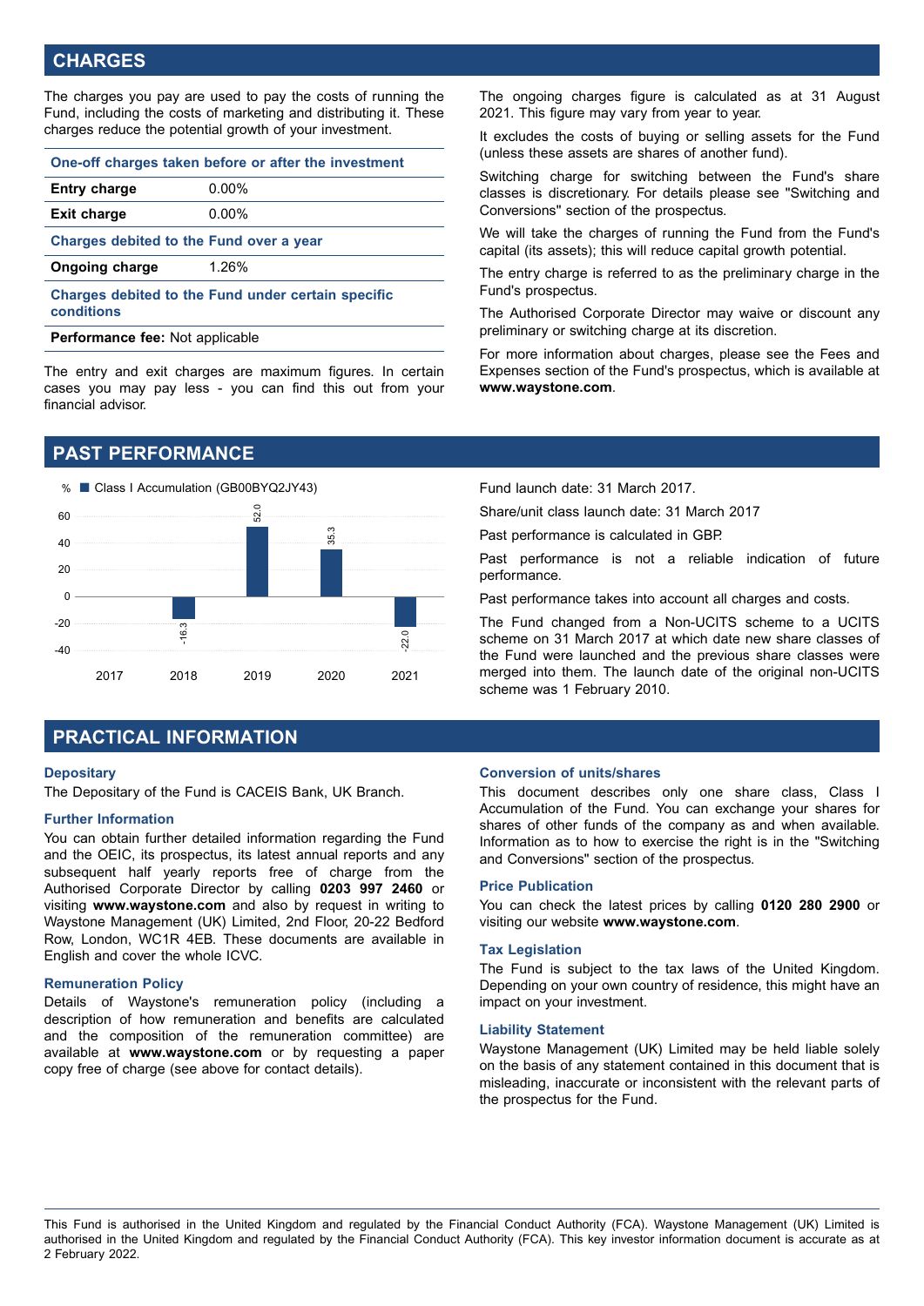## CHARGES

The charges you pay are used to pay the costs of running the Fund, including the costs of marketing and distributing it. These charges reduce the potential growth of your investment.

| | |
|---|---|
| **One-off charges taken before or after the investment** | |
| **Entry charge** | 0.00% |
| **Exit charge** | 0.00% |
| **Charges debited to the Fund over a year** | |
| **Ongoing charge** | 1.26% |
| **Charges debited to the Fund under certain specific conditions** | |
| **Performance fee:** Not applicable | |

The entry and exit charges are maximum figures. In certain cases you may pay less - you can find this out from your financial advisor.

The ongoing charges figure is calculated as at 31 August 2021. This figure may vary from year to year.

It excludes the costs of buying or selling assets for the Fund (unless these assets are shares of another fund).

Switching charge for switching between the Fund's share classes is discretionary. For details please see "Switching and Conversions" section of the prospectus.

We will take the charges of running the Fund from the Fund's capital (its assets); this will reduce capital growth potential.

The entry charge is referred to as the preliminary charge in the Fund's prospectus.

The Authorised Corporate Director may waive or discount any preliminary or switching charge at its discretion.

For more information about charges, please see the Fees and Expenses section of the Fund's prospectus, which is available at **www.waystone.com**.

## PAST PERFORMANCE

% Class I Accumulation (GB00BYQ2JY43)

60
40
20
0
-20
-40

-16.3
52.0
35.3
-22.0

2017 2018 2019 2020 2021

Fund launch date: 31 March 2017.

Share/unit class launch date: 31 March 2017

Past performance is calculated in GBP.

Past performance is not a reliable indication of future performance.

Past performance takes into account all charges and costs.

The Fund changed from a Non-UCITS scheme to a UCITS scheme on 31 March 2017 at which date new share classes of the Fund were launched and the previous share classes were merged into them. The launch date of the original non-UCITS scheme was 1 February 2010.

## PRACTICAL INFORMATION

### Depositary

The Depositary of the Fund is CACEIS Bank, UK Branch.

### Further Information

You can obtain further detailed information regarding the Fund and the OEIC, its prospectus, its latest annual reports and any subsequent half yearly reports free of charge from the Authorised Corporate Director by calling **0203 997 2460** or visiting **www.waystone.com** and also by request in writing to Waystone Management (UK) Limited, 2nd Floor, 20-22 Bedford Row, London, WC1R 4EB. These documents are available in English and cover the whole ICVC.

### Remuneration Policy

Details of Waystone's remuneration policy (including a description of how remuneration and benefits are calculated and the composition of the remuneration committee) are available at **www.waystone.com** or by requesting a paper copy free of charge (see above for contact details).

### Conversion of units/shares

This document describes only one share class, Class I Accumulation of the Fund. You can exchange your shares for shares of other funds of the company as and when available. Information as to how to exercise the right is in the "Switching and Conversions" section of the prospectus.

### Price Publication

You can check the latest prices by calling **0120 280 2900** or visiting our website **www.waystone.com**.

### Tax Legislation

The Fund is subject to the tax laws of the United Kingdom. Depending on your own country of residence, this might have an impact on your investment.

### Liability Statement

Waystone Management (UK) Limited may be held liable solely on the basis of any statement contained in this document that is misleading, inaccurate or inconsistent with the relevant parts of the prospectus for the Fund.

This Fund is authorised in the United Kingdom and regulated by the Financial Conduct Authority (FCA). Waystone Management (UK) Limited is authorised in the United Kingdom and regulated by the Financial Conduct Authority (FCA). This key investor information document is accurate as at 2 February 2022.